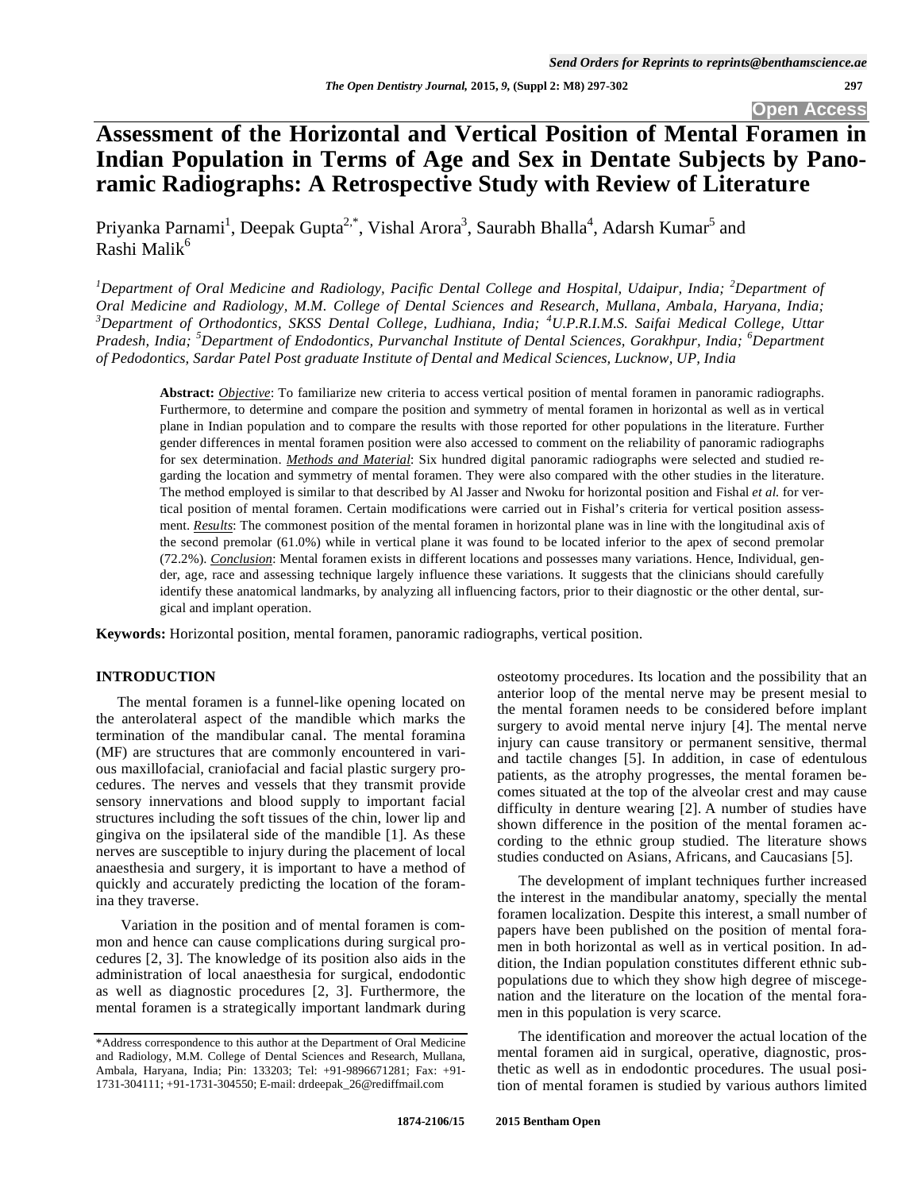# Assessment of the Horizontal and Vertical Position of Mental Foramen in Indian Population in Terms of Age and Sex in Dentate Subjects by Panoramic Radiographs: A Retrospective Study with Review of Literature

Priyanka Parnami[1], Deepak Gupta[2,*], Vishal Arora[3], Saurabh Bhalla[4], Adarsh Kumar[5] and Rashi Malik[6]

*[1]Department of Oral Medicine and Radiology, Pacific Dental College and Hospital, Udaipur, India; [2]Department of Oral Medicine and Radiology, M.M. College of Dental Sciences and Research, Mullana, Ambala, Haryana, India; [3]Department of Orthodontics, SKSS Dental College, Ludhiana, India; [4]U.P.R.I.M.S. Saifai Medical College, Uttar Pradesh, India; [5]Department of Endodontics, Purvanchal Institute of Dental Sciences, Gorakhpur, India; [6]Department of Pedodontics, Sardar Patel Post graduate Institute of Dental and Medical Sciences, Lucknow, UP, India*

**Abstract:** ***Objective***: To familiarize new criteria to access vertical position of mental foramen in panoramic radiographs. Furthermore, to determine and compare the position and symmetry of mental foramen in horizontal as well as in vertical plane in Indian population and to compare the results with those reported for other populations in the literature. Further gender differences in mental foramen position were also accessed to comment on the reliability of panoramic radiographs for sex determination. ***Methods and Material***: Six hundred digital panoramic radiographs were selected and studied regarding the location and symmetry of mental foramen. They were also compared with the other studies in the literature. The method employed is similar to that described by Al Jasser and Nwoku for horizontal position and Fishal *et al.* for vertical position of mental foramen. Certain modifications were carried out in Fishal's criteria for vertical position assessment. ***Results***: The commonest position of the mental foramen in horizontal plane was in line with the longitudinal axis of the second premolar (61.0%) while in vertical plane it was found to be located inferior to the apex of second premolar (72.2%). ***Conclusion***: Mental foramen exists in different locations and possesses many variations. Hence, Individual, gender, age, race and assessing technique largely influence these variations. It suggests that the clinicians should carefully identify these anatomical landmarks, by analyzing all influencing factors, prior to their diagnostic or the other dental, surgical and implant operation.

**Keywords:** Horizontal position, mental foramen, panoramic radiographs, vertical position.

## INTRODUCTION

The mental foramen is a funnel-like opening located on the anterolateral aspect of the mandible which marks the termination of the mandibular canal. The mental foramina (MF) are structures that are commonly encountered in various maxillofacial, craniofacial and facial plastic surgery procedures. The nerves and vessels that they transmit provide sensory innervations and blood supply to important facial structures including the soft tissues of the chin, lower lip and gingiva on the ipsilateral side of the mandible [1]. As these nerves are susceptible to injury during the placement of local anaesthesia and surgery, it is important to have a method of quickly and accurately predicting the location of the foramina they traverse.

Variation in the position and of mental foramen is common and hence can cause complications during surgical procedures [2, 3]. The knowledge of its position also aids in the administration of local anaesthesia for surgical, endodontic as well as diagnostic procedures [2, 3]. Furthermore, the mental foramen is a strategically important landmark during osteotomy procedures. Its location and the possibility that an anterior loop of the mental nerve may be present mesial to the mental foramen needs to be considered before implant surgery to avoid mental nerve injury [4]. The mental nerve injury can cause transitory or permanent sensitive, thermal and tactile changes [5]. In addition, in case of edentulous patients, as the atrophy progresses, the mental foramen becomes situated at the top of the alveolar crest and may cause difficulty in denture wearing [2]. A number of studies have shown difference in the position of the mental foramen according to the ethnic group studied. The literature shows studies conducted on Asians, Africans, and Caucasians [5].

The development of implant techniques further increased the interest in the mandibular anatomy, specially the mental foramen localization. Despite this interest, a small number of papers have been published on the position of mental foramen in both horizontal as well as in vertical position. In addition, the Indian population constitutes different ethnic subpopulations due to which they show high degree of miscegenation and the literature on the location of the mental foramen in this population is very scarce.

The identification and moreover the actual location of the mental foramen aid in surgical, operative, diagnostic, prosthetic as well as in endodontic procedures. The usual position of mental foramen is studied by various authors limited

*Address correspondence to this author at the Department of Oral Medicine and Radiology, M.M. College of Dental Sciences and Research, Mullana, Ambala, Haryana, India; Pin: 133203; Tel: +91-9896671281; Fax: +91-1731-304111; +91-1731-304550; E-mail: drdeepak_26@rediffmail.com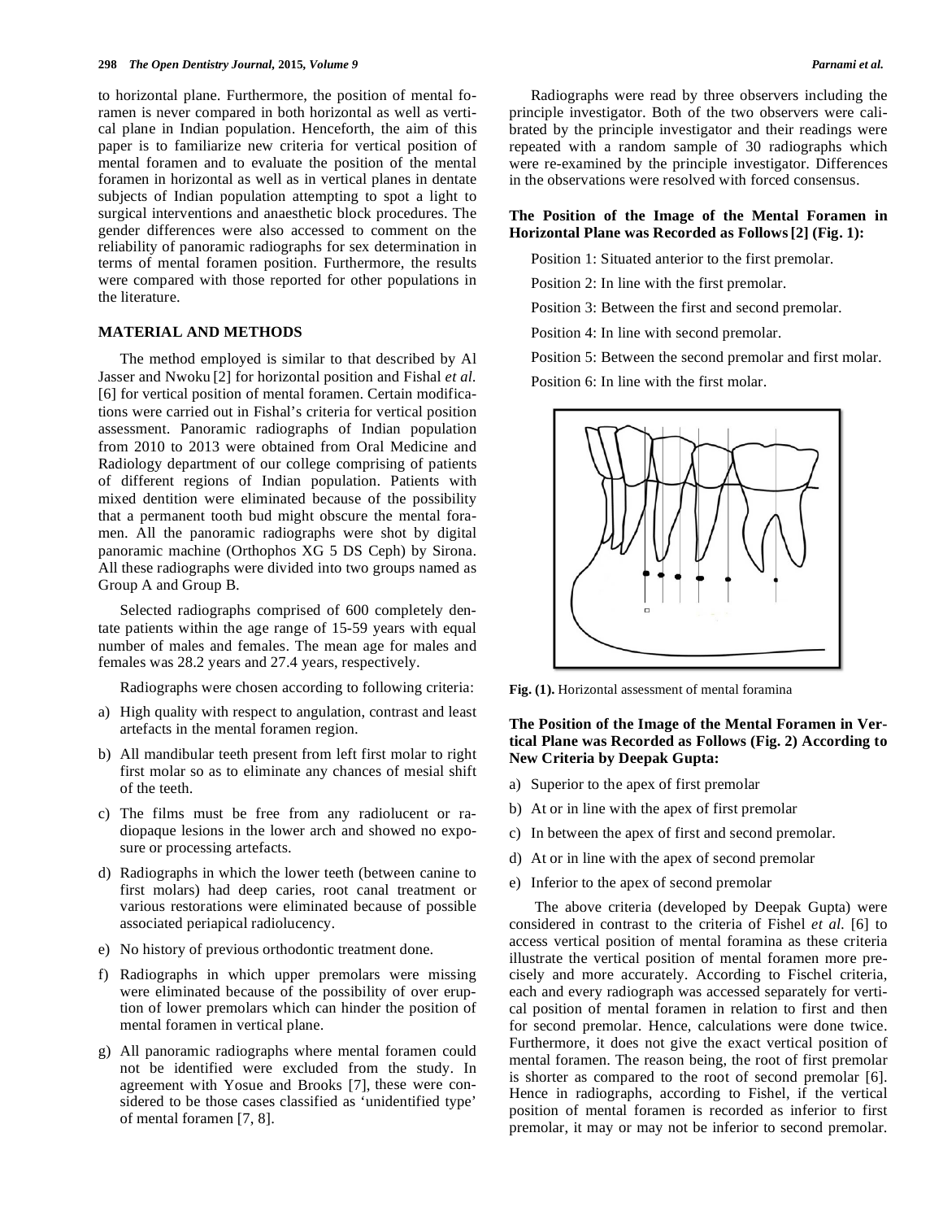to horizontal plane. Furthermore, the position of mental foramen is never compared in both horizontal as well as vertical plane in Indian population. Henceforth, the aim of this paper is to familiarize new criteria for vertical position of mental foramen and to evaluate the position of the mental foramen in horizontal as well as in vertical planes in dentate subjects of Indian population attempting to spot a light to surgical interventions and anaesthetic block procedures. The gender differences were also accessed to comment on the reliability of panoramic radiographs for sex determination in terms of mental foramen position. Furthermore, the results were compared with those reported for other populations in the literature.

## MATERIAL AND METHODS

The method employed is similar to that described by Al Jasser and Nwoku [2] for horizontal position and Fishal *et al.* [6] for vertical position of mental foramen. Certain modifications were carried out in Fishal's criteria for vertical position assessment. Panoramic radiographs of Indian population from 2010 to 2013 were obtained from Oral Medicine and Radiology department of our college comprising of patients of different regions of Indian population. Patients with mixed dentition were eliminated because of the possibility that a permanent tooth bud might obscure the mental foramen. All the panoramic radiographs were shot by digital panoramic machine (Orthophos XG 5 DS Ceph) by Sirona. All these radiographs were divided into two groups named as Group A and Group B.

Selected radiographs comprised of 600 completely dentate patients within the age range of 15-59 years with equal number of males and females. The mean age for males and females was 28.2 years and 27.4 years, respectively.

Radiographs were chosen according to following criteria:

a) High quality with respect to angulation, contrast and least artefacts in the mental foramen region.
b) All mandibular teeth present from left first molar to right first molar so as to eliminate any chances of mesial shift of the teeth.
c) The films must be free from any radiolucent or radiopaque lesions in the lower arch and showed no exposure or processing artefacts.
d) Radiographs in which the lower teeth (between canine to first molars) had deep caries, root canal treatment or various restorations were eliminated because of possible associated periapical radiolucency.
e) No history of previous orthodontic treatment done.
f) Radiographs in which upper premolars were missing were eliminated because of the possibility of over eruption of lower premolars which can hinder the position of mental foramen in vertical plane.
g) All panoramic radiographs where mental foramen could not be identified were excluded from the study. In agreement with Yosue and Brooks [7], these were considered to be those cases classified as 'unidentified type' of mental foramen [7, 8].

Radiographs were read by three observers including the principle investigator. Both of the two observers were calibrated by the principle investigator and their readings were repeated with a random sample of 30 radiographs which were re-examined by the principle investigator. Differences in the observations were resolved with forced consensus.

### The Position of the Image of the Mental Foramen in Horizontal Plane was Recorded as Follows [2] (Fig. 1):

Position 1: Situated anterior to the first premolar.

Position 2: In line with the first premolar.

Position 3: Between the first and second premolar.

Position 4: In line with second premolar.

Position 5: Between the second premolar and first molar.

Position 6: In line with the first molar.

**Fig. (1).** Horizontal assessment of mental foramina

### The Position of the Image of the Mental Foramen in Vertical Plane was Recorded as Follows (Fig. 2) According to New Criteria by Deepak Gupta:

a) Superior to the apex of first premolar
b) At or in line with the apex of first premolar
c) In between the apex of first and second premolar.
d) At or in line with the apex of second premolar
e) Inferior to the apex of second premolar

The above criteria (developed by Deepak Gupta) were considered in contrast to the criteria of Fishel *et al.* [6] to access vertical position of mental foramina as these criteria illustrate the vertical position of mental foramen more precisely and more accurately. According to Fischel criteria, each and every radiograph was accessed separately for vertical position of mental foramen in relation to first and then for second premolar. Hence, calculations were done twice. Furthermore, it does not give the exact vertical position of mental foramen. The reason being, the root of first premolar is shorter as compared to the root of second premolar [6]. Hence in radiographs, according to Fishel, if the vertical position of mental foramen is recorded as inferior to first premolar, it may or may not be inferior to second premolar.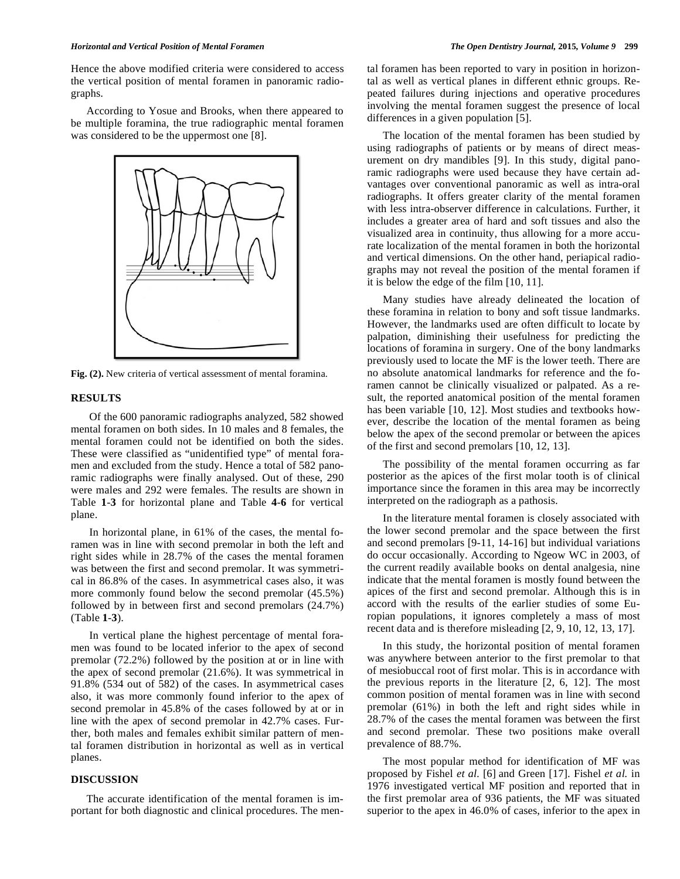Hence the above modified criteria were considered to access the vertical position of mental foramen in panoramic radiographs.

According to Yosue and Brooks, when there appeared to be multiple foramina, the true radiographic mental foramen was considered to be the uppermost one [8].

**Fig. (2).** New criteria of vertical assessment of mental foramina.

## RESULTS

Of the 600 panoramic radiographs analyzed, 582 showed mental foramen on both sides. In 10 males and 8 females, the mental foramen could not be identified on both the sides. These were classified as "unidentified type" of mental foramen and excluded from the study. Hence a total of 582 panoramic radiographs were finally analysed. Out of these, 290 were males and 292 were females. The results are shown in Table **1**-**3** for horizontal plane and Table **4**-**6** for vertical plane.

In horizontal plane, in 61% of the cases, the mental foramen was in line with second premolar in both the left and right sides while in 28.7% of the cases the mental foramen was between the first and second premolar. It was symmetrical in 86.8% of the cases. In asymmetrical cases also, it was more commonly found below the second premolar (45.5%) followed by in between first and second premolars (24.7%) (Table **1**-**3**).

In vertical plane the highest percentage of mental foramen was found to be located inferior to the apex of second premolar (72.2%) followed by the position at or in line with the apex of second premolar (21.6%). It was symmetrical in 91.8% (534 out of 582) of the cases. In asymmetrical cases also, it was more commonly found inferior to the apex of second premolar in 45.8% of the cases followed by at or in line with the apex of second premolar in 42.7% cases. Further, both males and females exhibit similar pattern of mental foramen distribution in horizontal as well as in vertical planes.

## DISCUSSION

The accurate identification of the mental foramen is important for both diagnostic and clinical procedures. The mental foramen has been reported to vary in position in horizontal as well as vertical planes in different ethnic groups. Repeated failures during injections and operative procedures involving the mental foramen suggest the presence of local differences in a given population [5].

The location of the mental foramen has been studied by using radiographs of patients or by means of direct measurement on dry mandibles [9]. In this study, digital panoramic radiographs were used because they have certain advantages over conventional panoramic as well as intra-oral radiographs. It offers greater clarity of the mental foramen with less intra-observer difference in calculations. Further, it includes a greater area of hard and soft tissues and also the visualized area in continuity, thus allowing for a more accurate localization of the mental foramen in both the horizontal and vertical dimensions. On the other hand, periapical radiographs may not reveal the position of the mental foramen if it is below the edge of the film [10, 11].

Many studies have already delineated the location of these foramina in relation to bony and soft tissue landmarks. However, the landmarks used are often difficult to locate by palpation, diminishing their usefulness for predicting the locations of foramina in surgery. One of the bony landmarks previously used to locate the MF is the lower teeth. There are no absolute anatomical landmarks for reference and the foramen cannot be clinically visualized or palpated. As a result, the reported anatomical position of the mental foramen has been variable [10, 12]. Most studies and textbooks however, describe the location of the mental foramen as being below the apex of the second premolar or between the apices of the first and second premolars [10, 12, 13].

The possibility of the mental foramen occurring as far posterior as the apices of the first molar tooth is of clinical importance since the foramen in this area may be incorrectly interpreted on the radiograph as a pathosis.

In the literature mental foramen is closely associated with the lower second premolar and the space between the first and second premolars [9-11, 14-16] but individual variations do occur occasionally. According to Ngeow WC in 2003, of the current readily available books on dental analgesia, nine indicate that the mental foramen is mostly found between the apices of the first and second premolar. Although this is in accord with the results of the earlier studies of some Europian populations, it ignores completely a mass of most recent data and is therefore misleading [2, 9, 10, 12, 13, 17].

In this study, the horizontal position of mental foramen was anywhere between anterior to the first premolar to that of mesiobuccal root of first molar. This is in accordance with the previous reports in the literature [2, 6, 12]. The most common position of mental foramen was in line with second premolar (61%) in both the left and right sides while in 28.7% of the cases the mental foramen was between the first and second premolar. These two positions make overall prevalence of 88.7%.

The most popular method for identification of MF was proposed by Fishel *et al.* [6] and Green [17]. Fishel *et al.* in 1976 investigated vertical MF position and reported that in the first premolar area of 936 patients, the MF was situated superior to the apex in 46.0% of cases, inferior to the apex in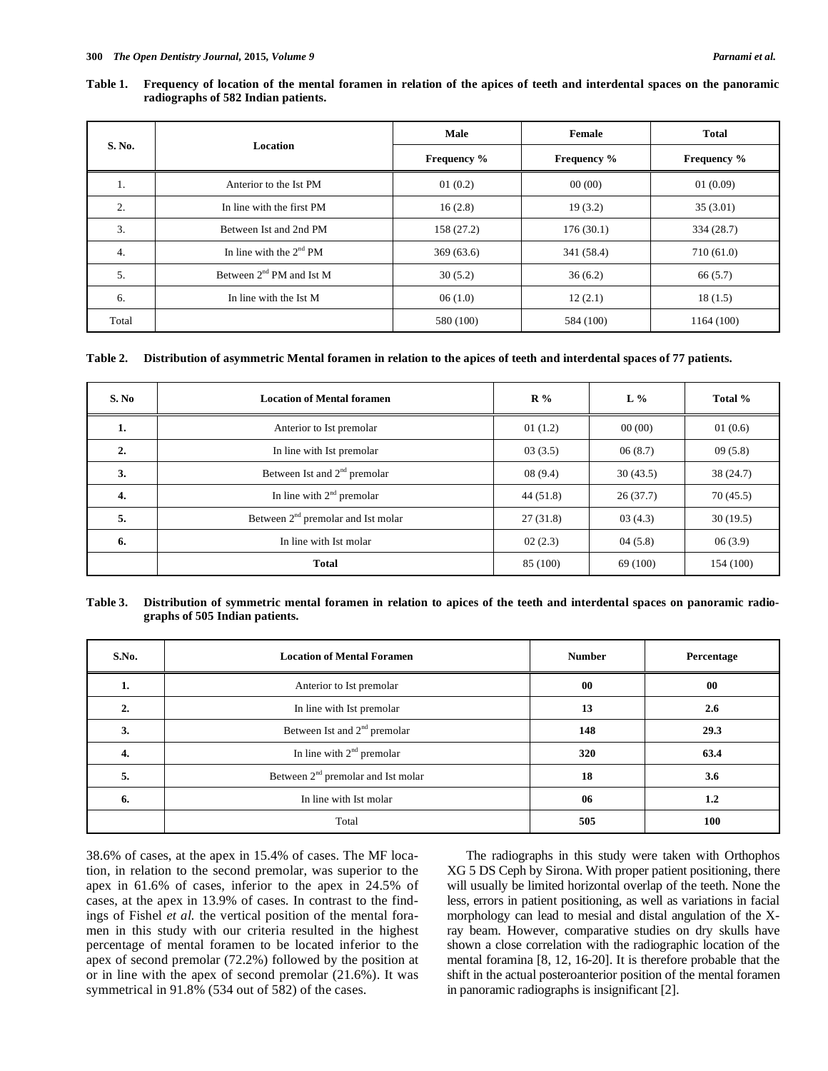**Table 1. Frequency of location of the mental foramen in relation of the apices of teeth and interdental spaces on the panoramic radiographs of 582 Indian patients.**

| S. No. | Location | Male | Female | Total |
|---|---|---|---|---|
| | | Frequency % | Frequency % | Frequency % |
| 1. | Anterior to the Ist PM | 01 (0.2) | 00 (00) | 01 (0.09) |
| 2. | In line with the first PM | 16 (2.8) | 19 (3.2) | 35 (3.01) |
| 3. | Between Ist and 2nd PM | 158 (27.2) | 176 (30.1) | 334 (28.7) |
| 4. | In line with the 2nd PM | 369 (63.6) | 341 (58.4) | 710 (61.0) |
| 5. | Between 2nd PM and Ist M | 30 (5.2) | 36 (6.2) | 66 (5.7) |
| 6. | In line with the Ist M | 06 (1.0) | 12 (2.1) | 18 (1.5) |
| Total | | 580 (100) | 584 (100) | 1164 (100) |

**Table 2. Distribution of asymmetric Mental foramen in relation to the apices of teeth and interdental spaces of 77 patients.**

| S. No | Location of Mental foramen | R % | L % | Total % |
|---|---|---|---|---|
| **1.** | Anterior to Ist premolar | 01 (1.2) | 00 (00) | 01 (0.6) |
| **2.** | In line with Ist premolar | 03 (3.5) | 06 (8.7) | 09 (5.8) |
| **3.** | Between Ist and 2nd premolar | 08 (9.4) | 30 (43.5) | 38 (24.7) |
| **4.** | In line with 2nd premolar | 44 (51.8) | 26 (37.7) | 70 (45.5) |
| **5.** | Between 2nd premolar and Ist molar | 27 (31.8) | 03 (4.3) | 30 (19.5) |
| **6.** | In line with Ist molar | 02 (2.3) | 04 (5.8) | 06 (3.9) |
| | **Total** | 85 (100) | 69 (100) | 154 (100) |

**Table 3. Distribution of symmetric mental foramen in relation to apices of the teeth and interdental spaces on panoramic radiographs of 505 Indian patients.**

| S.No. | Location of Mental Foramen | Number | Percentage |
|---|---|---|---|
| **1.** | Anterior to Ist premolar | **00** | **00** |
| **2.** | In line with Ist premolar | **13** | **2.6** |
| **3.** | Between Ist and 2nd premolar | **148** | **29.3** |
| **4.** | In line with 2nd premolar | **320** | **63.4** |
| **5.** | Between 2nd premolar and Ist molar | **18** | **3.6** |
| **6.** | In line with Ist molar | **06** | **1.2** |
| | Total | **505** | **100** |

38.6% of cases, at the apex in 15.4% of cases. The MF location, in relation to the second premolar, was superior to the apex in 61.6% of cases, inferior to the apex in 24.5% of cases, at the apex in 13.9% of cases. In contrast to the findings of Fishel *et al.* the vertical position of the mental foramen in this study with our criteria resulted in the highest percentage of mental foramen to be located inferior to the apex of second premolar (72.2%) followed by the position at or in line with the apex of second premolar (21.6%). It was symmetrical in 91.8% (534 out of 582) of the cases.

The radiographs in this study were taken with Orthophos XG 5 DS Ceph by Sirona. With proper patient positioning, there will usually be limited horizontal overlap of the teeth. None the less, errors in patient positioning, as well as variations in facial morphology can lead to mesial and distal angulation of the X-ray beam. However, comparative studies on dry skulls have shown a close correlation with the radiographic location of the mental foramina [8, 12, 16-20]. It is therefore probable that the shift in the actual posteroanterior position of the mental foramen in panoramic radiographs is insignificant [2].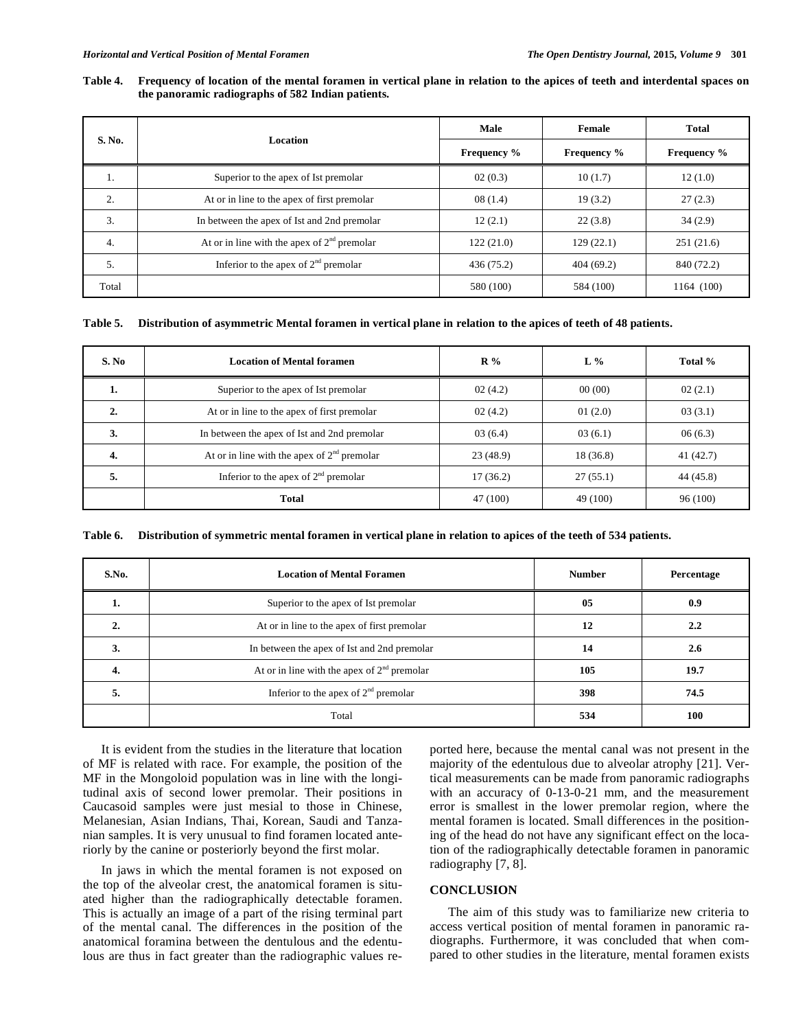**Table 4. Frequency of location of the mental foramen in vertical plane in relation to the apices of teeth and interdental spaces on the panoramic radiographs of 582 Indian patients.**

| S. No. | Location | Male | Female | Total |
|---|---|---|---|---|
| | | Frequency % | Frequency % | Frequency % |
| 1. | Superior to the apex of Ist premolar | 02 (0.3) | 10 (1.7) | 12 (1.0) |
| 2. | At or in line to the apex of first premolar | 08 (1.4) | 19 (3.2) | 27 (2.3) |
| 3. | In between the apex of Ist and 2nd premolar | 12 (2.1) | 22 (3.8) | 34 (2.9) |
| 4. | At or in line with the apex of 2nd premolar | 122 (21.0) | 129 (22.1) | 251 (21.6) |
| 5. | Inferior to the apex of 2nd premolar | 436 (75.2) | 404 (69.2) | 840 (72.2) |
| Total | | 580 (100) | 584 (100) | 1164 (100) |

**Table 5. Distribution of asymmetric Mental foramen in vertical plane in relation to the apices of teeth of 48 patients.**

| S. No | Location of Mental foramen | R % | L % | Total % |
|---|---|---|---|---|
| **1.** | Superior to the apex of Ist premolar | 02 (4.2) | 00 (00) | 02 (2.1) |
| **2.** | At or in line to the apex of first premolar | 02 (4.2) | 01 (2.0) | 03 (3.1) |
| **3.** | In between the apex of Ist and 2nd premolar | 03 (6.4) | 03 (6.1) | 06 (6.3) |
| **4.** | At or in line with the apex of 2nd premolar | 23 (48.9) | 18 (36.8) | 41 (42.7) |
| **5.** | Inferior to the apex of 2nd premolar | 17 (36.2) | 27 (55.1) | 44 (45.8) |
| | **Total** | 47 (100) | 49 (100) | 96 (100) |

**Table 6. Distribution of symmetric mental foramen in vertical plane in relation to apices of the teeth of 534 patients.**

| S.No. | Location of Mental Foramen | Number | Percentage |
|---|---|---|---|
| **1.** | Superior to the apex of Ist premolar | **05** | **0.9** |
| **2.** | At or in line to the apex of first premolar | **12** | **2.2** |
| **3.** | In between the apex of Ist and 2nd premolar | **14** | **2.6** |
| **4.** | At or in line with the apex of 2nd premolar | **105** | **19.7** |
| **5.** | Inferior to the apex of 2nd premolar | **398** | **74.5** |
| | Total | **534** | **100** |

It is evident from the studies in the literature that location of MF is related with race. For example, the position of the MF in the Mongoloid population was in line with the longitudinal axis of second lower premolar. Their positions in Caucasoid samples were just mesial to those in Chinese, Melanesian, Asian Indians, Thai, Korean, Saudi and Tanzanian samples. It is very unusual to find foramen located anteriorly by the canine or posteriorly beyond the first molar.

In jaws in which the mental foramen is not exposed on the top of the alveolar crest, the anatomical foramen is situated higher than the radiographically detectable foramen. This is actually an image of a part of the rising terminal part of the mental canal. The differences in the position of the anatomical foramina between the dentulous and the edentulous are thus in fact greater than the radiographic values reported here, because the mental canal was not present in the majority of the edentulous due to alveolar atrophy [21]. Vertical measurements can be made from panoramic radiographs with an accuracy of 0-13-0-21 mm, and the measurement error is smallest in the lower premolar region, where the mental foramen is located. Small differences in the positioning of the head do not have any significant effect on the location of the radiographically detectable foramen in panoramic radiography [7, 8].

## CONCLUSION

The aim of this study was to familiarize new criteria to access vertical position of mental foramen in panoramic radiographs. Furthermore, it was concluded that when compared to other studies in the literature, mental foramen exists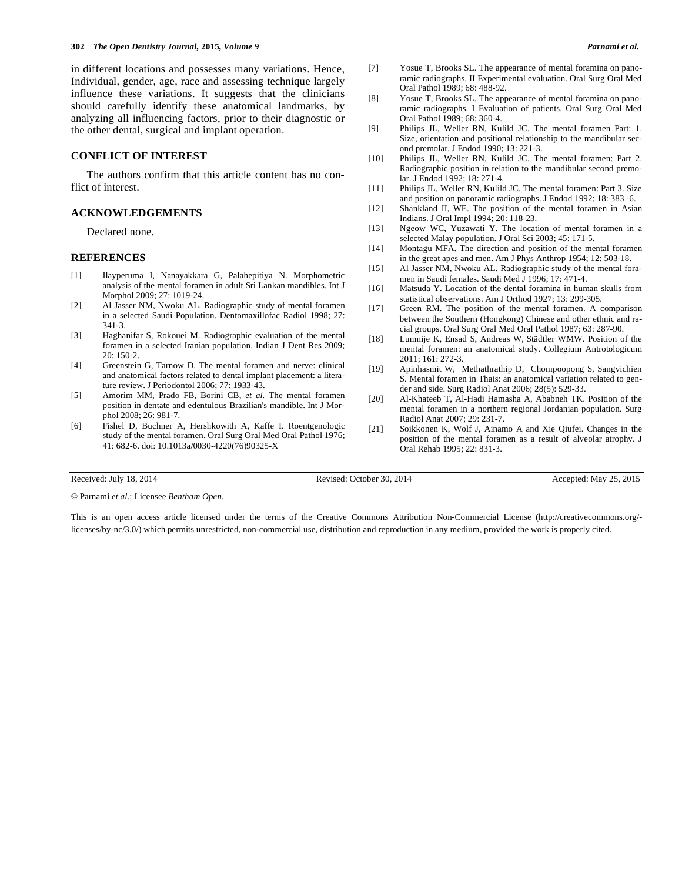in different locations and possesses many variations. Hence, Individual, gender, age, race and assessing technique largely influence these variations. It suggests that the clinicians should carefully identify these anatomical landmarks, by analyzing all influencing factors, prior to their diagnostic or the other dental, surgical and implant operation.

## CONFLICT OF INTEREST

The authors confirm that this article content has no conflict of interest.

## ACKNOWLEDGEMENTS

Declared none.

## REFERENCES

[1] Ilayperuma I, Nanayakkara G, Palahepitiya N. Morphometric analysis of the mental foramen in adult Sri Lankan mandibles. Int J Morphol 2009; 27: 1019-24.

[2] Al Jasser NM, Nwoku AL. Radiographic study of mental foramen in a selected Saudi Population. Dentomaxillofac Radiol 1998; 27: 341-3.

[3] Haghanifar S, Rokouei M. Radiographic evaluation of the mental foramen in a selected Iranian population. Indian J Dent Res 2009; 20: 150-2.

[4] Greenstein G, Tarnow D. The mental foramen and nerve: clinical and anatomical factors related to dental implant placement: a literature review. J Periodontol 2006; 77: 1933-43.

[5] Amorim MM, Prado FB, Borini CB, *et al.* The mental foramen position in dentate and edentulous Brazilian's mandible. Int J Morphol 2008; 26: 981-7.

[6] Fishel D, Buchner A, Hershkowith A, Kaffe I. Roentgenologic study of the mental foramen. Oral Surg Oral Med Oral Pathol 1976; 41: 682-6. doi: 10.1013a/0030-4220(76)90325-X

[7] Yosue T, Brooks SL. The appearance of mental foramina on panoramic radiographs. II Experimental evaluation. Oral Surg Oral Med Oral Pathol 1989; 68: 488-92.

[8] Yosue T, Brooks SL. The appearance of mental foramina on panoramic radiographs. I Evaluation of patients. Oral Surg Oral Med Oral Pathol 1989; 68: 360-4.

[9] Philips JL, Weller RN, Kulild JC. The mental foramen Part: 1. Size, orientation and positional relationship to the mandibular second premolar. J Endod 1990; 13: 221-3.

[10] Philips JL, Weller RN, Kulild JC. The mental foramen: Part 2. Radiographic position in relation to the mandibular second premolar. J Endod 1992; 18: 271-4.

[11] Philips JL, Weller RN, Kulild JC. The mental foramen: Part 3. Size and position on panoramic radiographs. J Endod 1992; 18: 383 -6.

[12] Shankland II, WE. The position of the mental foramen in Asian Indians. J Oral Impl 1994; 20: 118-23.

[13] Ngeow WC, Yuzawati Y. The location of mental foramen in a selected Malay population. J Oral Sci 2003; 45: 171-5.

[14] Montagu MFA. The direction and position of the mental foramen in the great apes and men. Am J Phys Anthrop 1954; 12: 503-18.

[15] Al Jasser NM, Nwoku AL. Radiographic study of the mental foramen in Saudi females. Saudi Med J 1996; 17: 471-4.

[16] Matsuda Y. Location of the dental foramina in human skulls from statistical observations. Am J Orthod 1927; 13: 299-305.

[17] Green RM. The position of the mental foramen. A comparison between the Southern (Hongkong) Chinese and other ethnic and racial groups. Oral Surg Oral Med Oral Pathol 1987; 63: 287-90.

[18] Lumnije K, Ensad S, Andreas W, Städtler WMW. Position of the mental foramen: an anatomical study. Collegium Antrotologicum 2011; 161: 272-3.

[19] Apinhasmit W, Methathrathip D, Chompoopong S, Sangvichien S. Mental foramen in Thais: an anatomical variation related to gender and side. Surg Radiol Anat 2006; 28(5): 529-33.

[20] Al-Khateeb T, Al-Hadi Hamasha A, Ababneh TK. Position of the mental foramen in a northern regional Jordanian population. Surg Radiol Anat 2007; 29: 231-7.

[21] Soikkonen K, Wolf J, Ainamo A and Xie Qiufei. Changes in the position of the mental foramen as a result of alveolar atrophy. J Oral Rehab 1995; 22: 831-3.

Received: July 18, 2014 Revised: October 30, 2014 Accepted: May 25, 2015

© Parnami *et al.*; Licensee *Bentham Open.*

This is an open access article licensed under the terms of the Creative Commons Attribution Non-Commercial License (http://creativecommons.org/-licenses/by-nc/3.0/) which permits unrestricted, non-commercial use, distribution and reproduction in any medium, provided the work is properly cited.